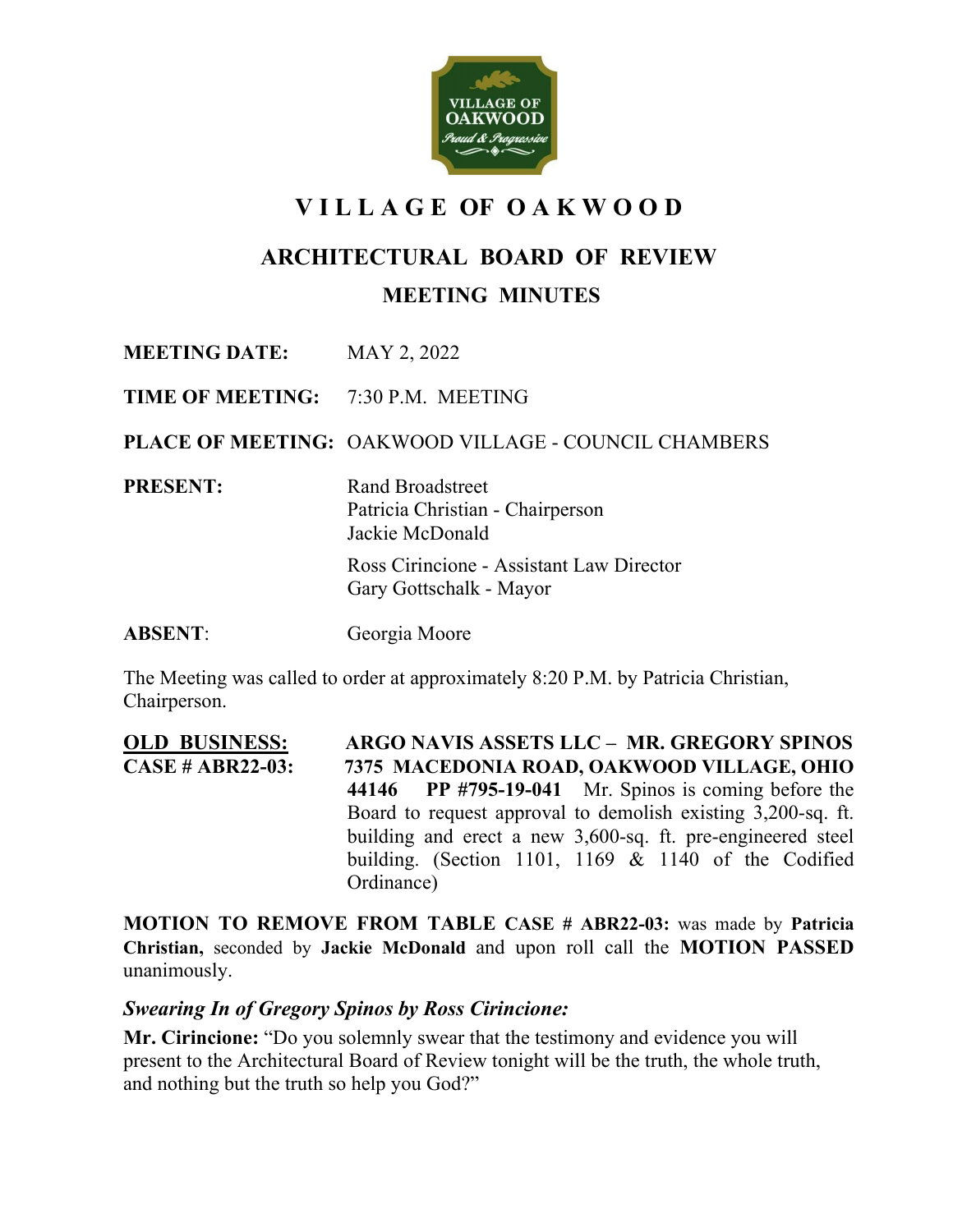# VILLAGE OF OAKWOOD

## ARCHITECTURAL BOARD OF REVIEW

### MEETING MINUTES

**MEETING DATE:** MAY 2, 2022

**TIME OF MEETING:** 7:30 P.M. MEETING

**PLACE OF MEETING:** OAKWOOD VILLAGE - COUNCIL CHAMBERS

**PRESENT:**
Rand Broadstreet
Patricia Christian - Chairperson
Jackie McDonald

Ross Cirincione - Assistant Law Director
Gary Gottschalk - Mayor

**ABSENT:** Georgia Moore

The Meeting was called to order at approximately 8:20 P.M. by Patricia Christian, Chairperson.

**OLD BUSINESS:**
**CASE # ABR22-03:**
**ARGO NAVIS ASSETS LLC – MR. GREGORY SPINOS 7375 MACEDONIA ROAD, OAKWOOD VILLAGE, OHIO 44146 PP #795-19-041** Mr. Spinos is coming before the Board to request approval to demolish existing 3,200-sq. ft. building and erect a new 3,600-sq. ft. pre-engineered steel building. (Section 1101, 1169 & 1140 of the Codified Ordinance)

**MOTION TO REMOVE FROM TABLE CASE # ABR22-03:** was made by **Patricia Christian,** seconded by **Jackie McDonald** and upon roll call the **MOTION PASSED** unanimously.

***Swearing In of Gregory Spinos by Ross Cirincione:***

**Mr. Cirincione:** "Do you solemnly swear that the testimony and evidence you will present to the Architectural Board of Review tonight will be the truth, the whole truth, and nothing but the truth so help you God?"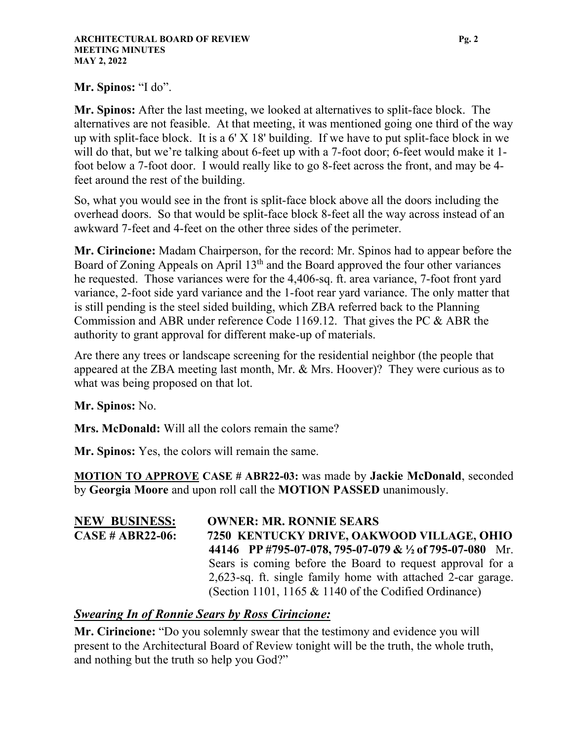**Mr. Spinos:** "I do".

**Mr. Spinos:** After the last meeting, we looked at alternatives to split-face block. The alternatives are not feasible. At that meeting, it was mentioned going one third of the way up with split-face block. It is a 6' X 18' building. If we have to put split-face block in we will do that, but we're talking about 6-feet up with a 7-foot door; 6-feet would make it 1-foot below a 7-foot door. I would really like to go 8-feet across the front, and may be 4-feet around the rest of the building.

So, what you would see in the front is split-face block above all the doors including the overhead doors. So that would be split-face block 8-feet all the way across instead of an awkward 7-feet and 4-feet on the other three sides of the perimeter.

**Mr. Cirincione:** Madam Chairperson, for the record: Mr. Spinos had to appear before the Board of Zoning Appeals on April 13th and the Board approved the four other variances he requested. Those variances were for the 4,406-sq. ft. area variance, 7-foot front yard variance, 2-foot side yard variance and the 1-foot rear yard variance. The only matter that is still pending is the steel sided building, which ZBA referred back to the Planning Commission and ABR under reference Code 1169.12. That gives the PC & ABR the authority to grant approval for different make-up of materials.

Are there any trees or landscape screening for the residential neighbor (the people that appeared at the ZBA meeting last month, Mr. & Mrs. Hoover)? They were curious as to what was being proposed on that lot.

**Mr. Spinos:** No.

**Mrs. McDonald:** Will all the colors remain the same?

**Mr. Spinos:** Yes, the colors will remain the same.

**<u>MOTION TO APPROVE</u> CASE # ABR22-03:** was made by **Jackie McDonald**, seconded by **Georgia Moore** and upon roll call the **MOTION PASSED** unanimously.

**<u>NEW BUSINESS:</u>** **OWNER: MR. RONNIE SEARS**

**CASE # ABR22-06:** **7250 KENTUCKY DRIVE, OAKWOOD VILLAGE, OHIO 44146 PP #795-07-078, 795-07-079 & ½ of 795-07-080** Mr. Sears is coming before the Board to request approval for a 2,623-sq. ft. single family home with attached 2-car garage. (Section 1101, 1165 & 1140 of the Codified Ordinance)

***<u>Swearing In of Ronnie Sears by Ross Cirincione:</u>***

**Mr. Cirincione:** "Do you solemnly swear that the testimony and evidence you will present to the Architectural Board of Review tonight will be the truth, the whole truth, and nothing but the truth so help you God?"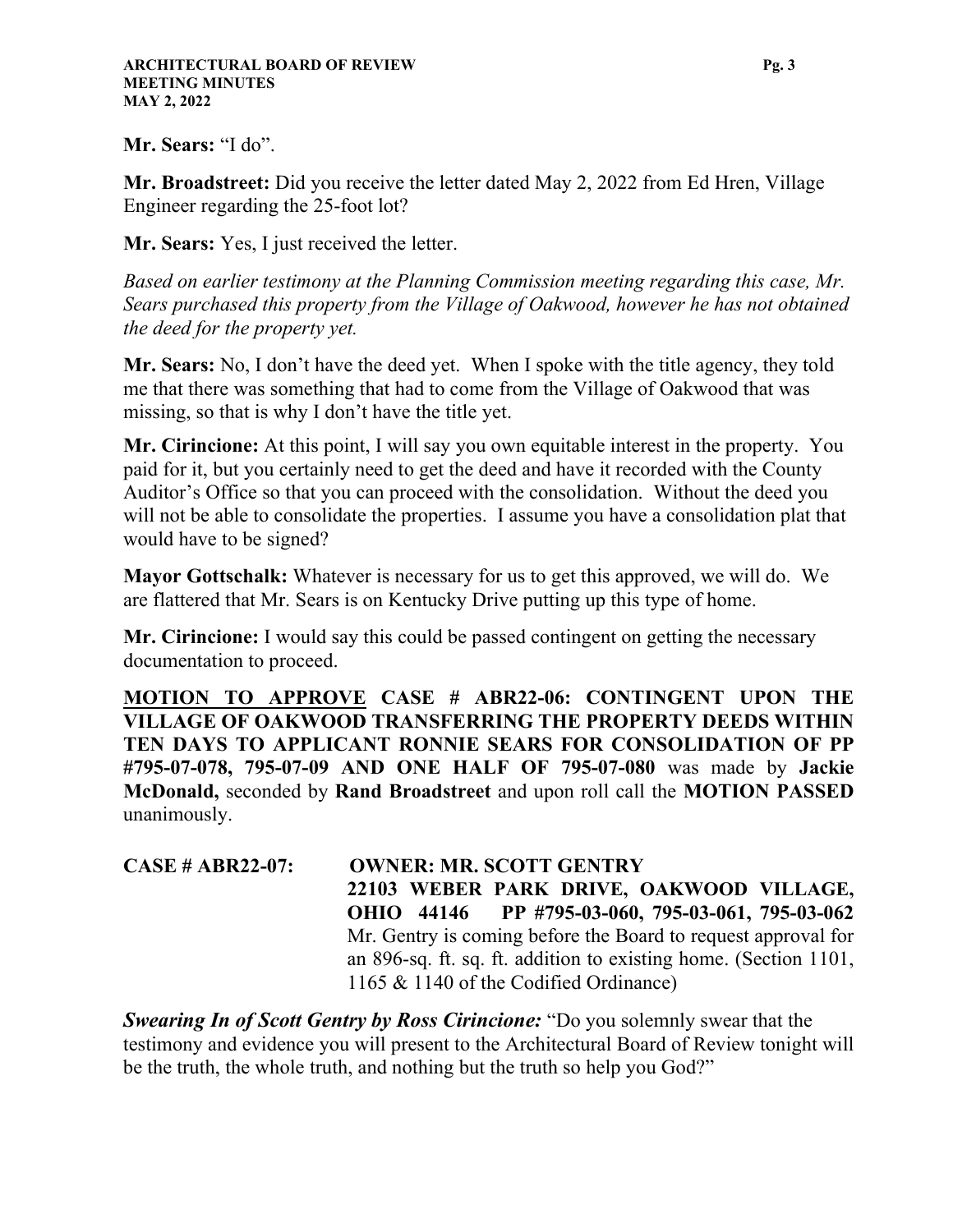**Mr. Sears:** "I do".

**Mr. Broadstreet:** Did you receive the letter dated May 2, 2022 from Ed Hren, Village Engineer regarding the 25-foot lot?

**Mr. Sears:** Yes, I just received the letter.

*Based on earlier testimony at the Planning Commission meeting regarding this case, Mr. Sears purchased this property from the Village of Oakwood, however he has not obtained the deed for the property yet.*

**Mr. Sears:** No, I don't have the deed yet. When I spoke with the title agency, they told me that there was something that had to come from the Village of Oakwood that was missing, so that is why I don't have the title yet.

**Mr. Cirincione:** At this point, I will say you own equitable interest in the property. You paid for it, but you certainly need to get the deed and have it recorded with the County Auditor's Office so that you can proceed with the consolidation. Without the deed you will not be able to consolidate the properties. I assume you have a consolidation plat that would have to be signed?

**Mayor Gottschalk:** Whatever is necessary for us to get this approved, we will do. We are flattered that Mr. Sears is on Kentucky Drive putting up this type of home.

**Mr. Cirincione:** I would say this could be passed contingent on getting the necessary documentation to proceed.

<u>**MOTION TO APPROVE**</u> **CASE # ABR22-06: CONTINGENT UPON THE VILLAGE OF OAKWOOD TRANSFERRING THE PROPERTY DEEDS WITHIN TEN DAYS TO APPLICANT RONNIE SEARS FOR CONSOLIDATION OF PP #795-07-078, 795-07-09 AND ONE HALF OF 795-07-080** was made by **Jackie McDonald,** seconded by **Rand Broadstreet** and upon roll call the **MOTION PASSED** unanimously.

**CASE # ABR22-07: OWNER: MR. SCOTT GENTRY**
**22103 WEBER PARK DRIVE, OAKWOOD VILLAGE, OHIO 44146 PP #795-03-060, 795-03-061, 795-03-062**
Mr. Gentry is coming before the Board to request approval for an 896-sq. ft. sq. ft. addition to existing home. (Section 1101, 1165 & 1140 of the Codified Ordinance)

***Swearing In of Scott Gentry by Ross Cirincione:*** "Do you solemnly swear that the testimony and evidence you will present to the Architectural Board of Review tonight will be the truth, the whole truth, and nothing but the truth so help you God?"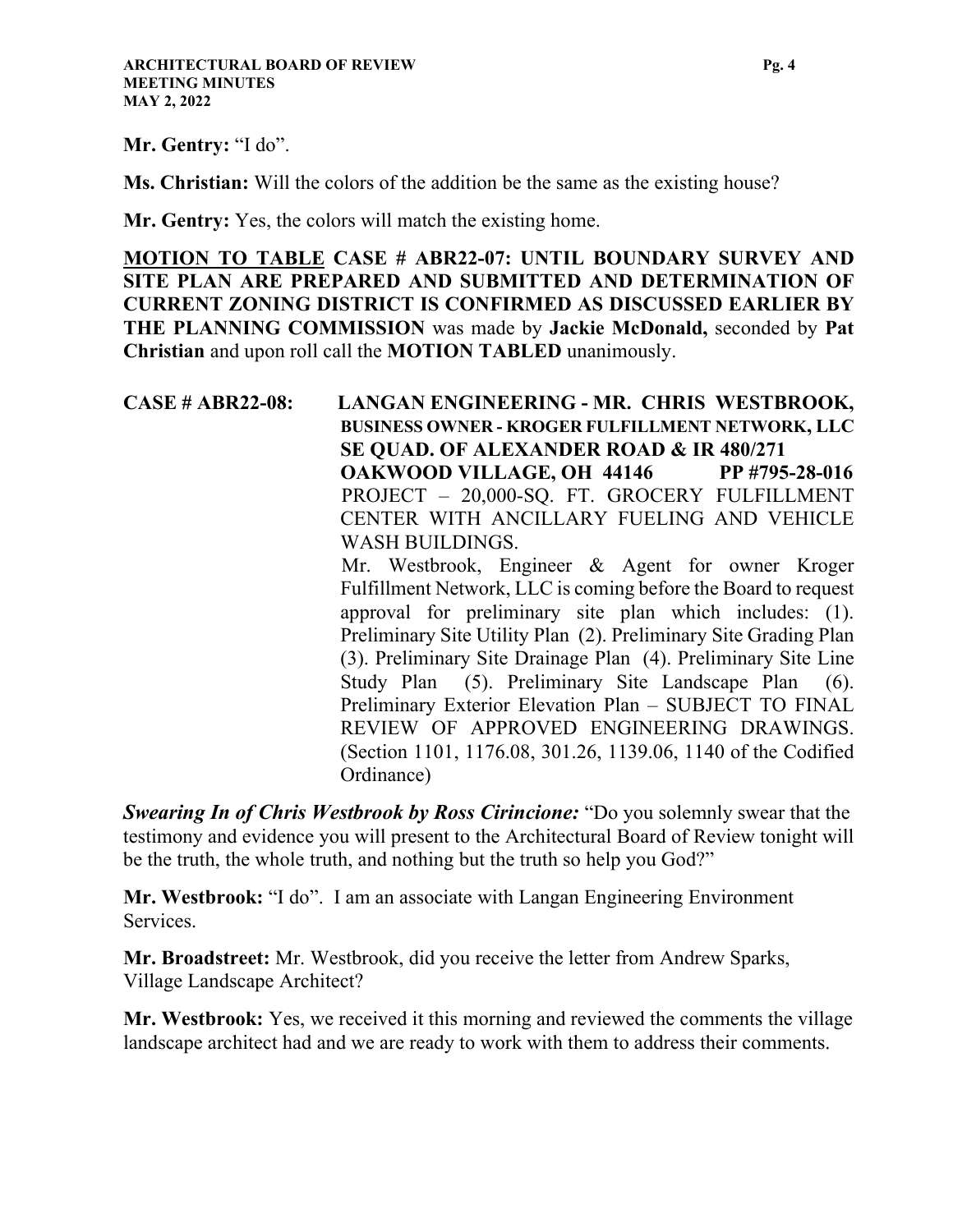**Mr. Gentry:** "I do".

**Ms. Christian:** Will the colors of the addition be the same as the existing house?

**Mr. Gentry:** Yes, the colors will match the existing home.

**MOTION TO TABLE CASE # ABR22-07: UNTIL BOUNDARY SURVEY AND SITE PLAN ARE PREPARED AND SUBMITTED AND DETERMINATION OF CURRENT ZONING DISTRICT IS CONFIRMED AS DISCUSSED EARLIER BY THE PLANNING COMMISSION** was made by **Jackie McDonald,** seconded by **Pat Christian** and upon roll call the **MOTION TABLED** unanimously.

**CASE # ABR22-08: LANGAN ENGINEERING - MR. CHRIS WESTBROOK, BUSINESS OWNER - KROGER FULFILLMENT NETWORK, LLC SE QUAD. OF ALEXANDER ROAD & IR 480/271 OAKWOOD VILLAGE, OH 44146 PP #795-28-016**

PROJECT – 20,000-SQ. FT. GROCERY FULFILLMENT CENTER WITH ANCILLARY FUELING AND VEHICLE WASH BUILDINGS.

Mr. Westbrook, Engineer & Agent for owner Kroger Fulfillment Network, LLC is coming before the Board to request approval for preliminary site plan which includes: (1). Preliminary Site Utility Plan (2). Preliminary Site Grading Plan (3). Preliminary Site Drainage Plan (4). Preliminary Site Line Study Plan (5). Preliminary Site Landscape Plan (6). Preliminary Exterior Elevation Plan – SUBJECT TO FINAL REVIEW OF APPROVED ENGINEERING DRAWINGS. (Section 1101, 1176.08, 301.26, 1139.06, 1140 of the Codified Ordinance)

***Swearing In of Chris Westbrook by Ross Cirincione:*** "Do you solemnly swear that the testimony and evidence you will present to the Architectural Board of Review tonight will be the truth, the whole truth, and nothing but the truth so help you God?"

**Mr. Westbrook:** "I do". I am an associate with Langan Engineering Environment Services.

**Mr. Broadstreet:** Mr. Westbrook, did you receive the letter from Andrew Sparks, Village Landscape Architect?

**Mr. Westbrook:** Yes, we received it this morning and reviewed the comments the village landscape architect had and we are ready to work with them to address their comments.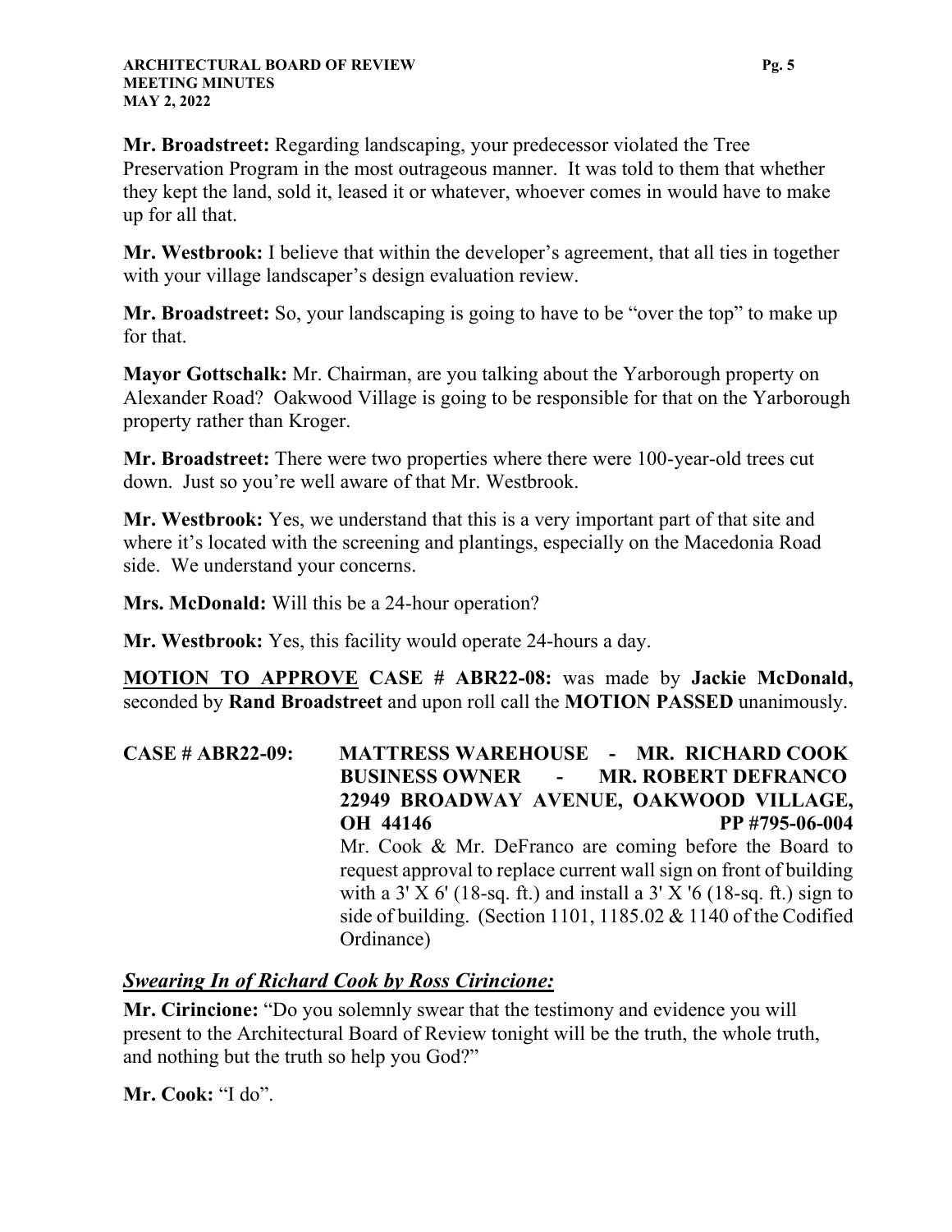**Mr. Broadstreet:** Regarding landscaping, your predecessor violated the Tree Preservation Program in the most outrageous manner. It was told to them that whether they kept the land, sold it, leased it or whatever, whoever comes in would have to make up for all that.

**Mr. Westbrook:** I believe that within the developer's agreement, that all ties in together with your village landscaper's design evaluation review.

**Mr. Broadstreet:** So, your landscaping is going to have to be "over the top" to make up for that.

**Mayor Gottschalk:** Mr. Chairman, are you talking about the Yarborough property on Alexander Road? Oakwood Village is going to be responsible for that on the Yarborough property rather than Kroger.

**Mr. Broadstreet:** There were two properties where there were 100-year-old trees cut down. Just so you're well aware of that Mr. Westbrook.

**Mr. Westbrook:** Yes, we understand that this is a very important part of that site and where it's located with the screening and plantings, especially on the Macedonia Road side. We understand your concerns.

**Mrs. McDonald:** Will this be a 24-hour operation?

**Mr. Westbrook:** Yes, this facility would operate 24-hours a day.

**MOTION TO APPROVE CASE # ABR22-08:** was made by **Jackie McDonald,** seconded by **Rand Broadstreet** and upon roll call the **MOTION PASSED** unanimously.

**CASE # ABR22-09: MATTRESS WAREHOUSE - MR. RICHARD COOK BUSINESS OWNER - MR. ROBERT DEFRANCO 22949 BROADWAY AVENUE, OAKWOOD VILLAGE, OH 44146 PP #795-06-004**

Mr. Cook & Mr. DeFranco are coming before the Board to request approval to replace current wall sign on front of building with a 3' X 6' (18-sq. ft.) and install a 3' X '6 (18-sq. ft.) sign to side of building. (Section 1101, 1185.02 & 1140 of the Codified Ordinance)

***Swearing In of Richard Cook by Ross Cirincione:***

**Mr. Cirincione:** "Do you solemnly swear that the testimony and evidence you will present to the Architectural Board of Review tonight will be the truth, the whole truth, and nothing but the truth so help you God?"

**Mr. Cook:** "I do".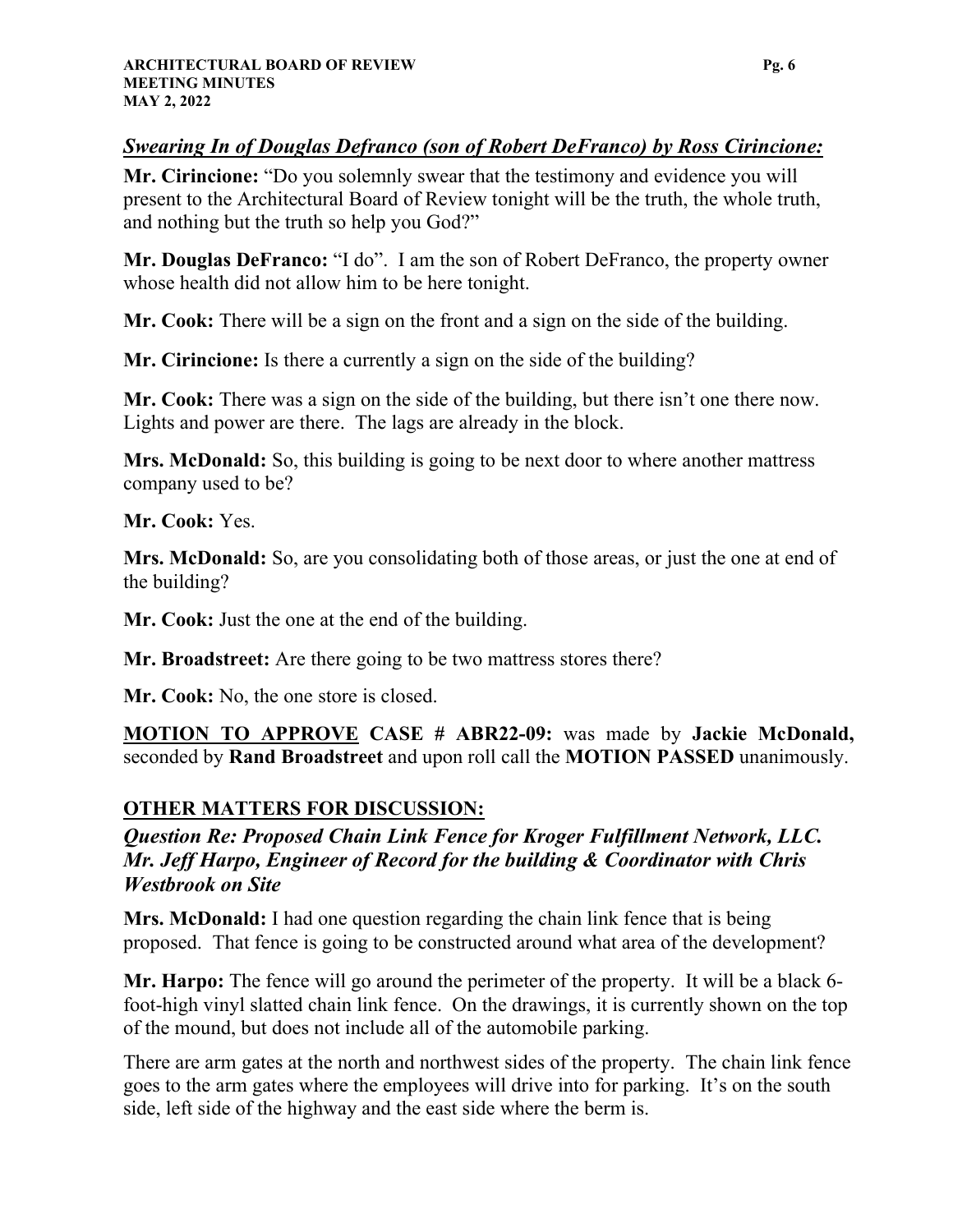***Swearing In of Douglas Defranco (son of Robert DeFranco) by Ross Cirincione:***

**Mr. Cirincione:** "Do you solemnly swear that the testimony and evidence you will present to the Architectural Board of Review tonight will be the truth, the whole truth, and nothing but the truth so help you God?"

**Mr. Douglas DeFranco:** "I do". I am the son of Robert DeFranco, the property owner whose health did not allow him to be here tonight.

**Mr. Cook:** There will be a sign on the front and a sign on the side of the building.

**Mr. Cirincione:** Is there a currently a sign on the side of the building?

**Mr. Cook:** There was a sign on the side of the building, but there isn't one there now. Lights and power are there. The lags are already in the block.

**Mrs. McDonald:** So, this building is going to be next door to where another mattress company used to be?

**Mr. Cook:** Yes.

**Mrs. McDonald:** So, are you consolidating both of those areas, or just the one at end of the building?

**Mr. Cook:** Just the one at the end of the building.

**Mr. Broadstreet:** Are there going to be two mattress stores there?

**Mr. Cook:** No, the one store is closed.

**MOTION TO APPROVE CASE # ABR22-09:** was made by **Jackie McDonald,** seconded by **Rand Broadstreet** and upon roll call the **MOTION PASSED** unanimously.

## OTHER MATTERS FOR DISCUSSION:

***Question Re: Proposed Chain Link Fence for Kroger Fulfillment Network, LLC. Mr. Jeff Harpo, Engineer of Record for the building & Coordinator with Chris Westbrook on Site***

**Mrs. McDonald:** I had one question regarding the chain link fence that is being proposed. That fence is going to be constructed around what area of the development?

**Mr. Harpo:** The fence will go around the perimeter of the property. It will be a black 6-foot-high vinyl slatted chain link fence. On the drawings, it is currently shown on the top of the mound, but does not include all of the automobile parking.

There are arm gates at the north and northwest sides of the property. The chain link fence goes to the arm gates where the employees will drive into for parking. It's on the south side, left side of the highway and the east side where the berm is.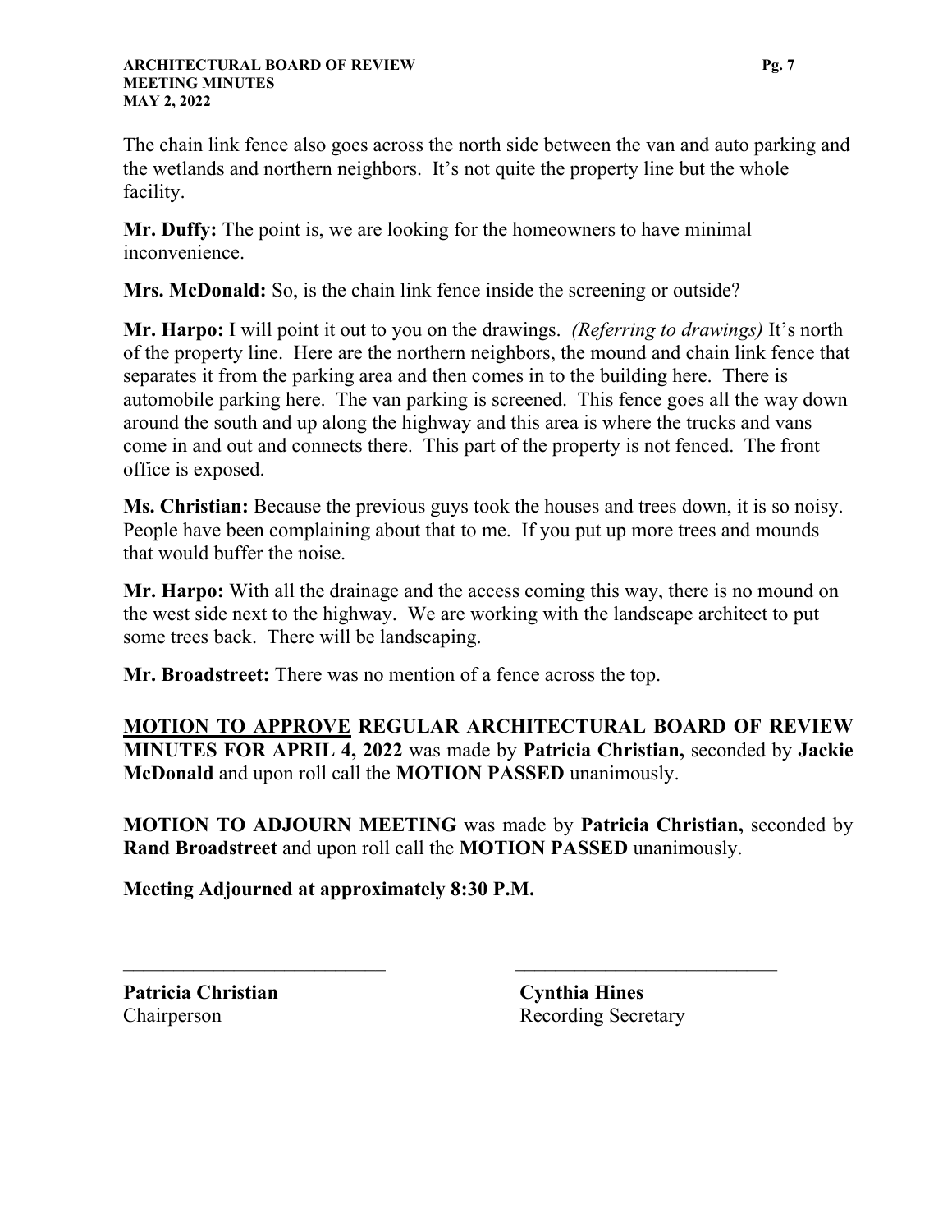The chain link fence also goes across the north side between the van and auto parking and the wetlands and northern neighbors. It's not quite the property line but the whole facility.

**Mr. Duffy:** The point is, we are looking for the homeowners to have minimal inconvenience.

**Mrs. McDonald:** So, is the chain link fence inside the screening or outside?

**Mr. Harpo:** I will point it out to you on the drawings. *(Referring to drawings)* It's north of the property line. Here are the northern neighbors, the mound and chain link fence that separates it from the parking area and then comes in to the building here. There is automobile parking here. The van parking is screened. This fence goes all the way down around the south and up along the highway and this area is where the trucks and vans come in and out and connects there. This part of the property is not fenced. The front office is exposed.

**Ms. Christian:** Because the previous guys took the houses and trees down, it is so noisy. People have been complaining about that to me. If you put up more trees and mounds that would buffer the noise.

**Mr. Harpo:** With all the drainage and the access coming this way, there is no mound on the west side next to the highway. We are working with the landscape architect to put some trees back. There will be landscaping.

**Mr. Broadstreet:** There was no mention of a fence across the top.

**<u>MOTION TO APPROVE</u> REGULAR ARCHITECTURAL BOARD OF REVIEW MINUTES FOR APRIL 4, 2022** was made by **Patricia Christian,** seconded by **Jackie McDonald** and upon roll call the **MOTION PASSED** unanimously.

**MOTION TO ADJOURN MEETING** was made by **Patricia Christian,** seconded by **Rand Broadstreet** and upon roll call the **MOTION PASSED** unanimously.

**Meeting Adjourned at approximately 8:30 P.M.**

\_\_\_\_\_\_\_\_\_\_\_\_\_\_\_\_\_\_\_\_\_\_\_\_\_\_\_\_ \_\_\_\_\_\_\_\_\_\_\_\_\_\_\_\_\_\_\_\_\_\_\_\_\_\_\_\_

**Patricia Christian**
Chairperson

**Cynthia Hines**
Recording Secretary